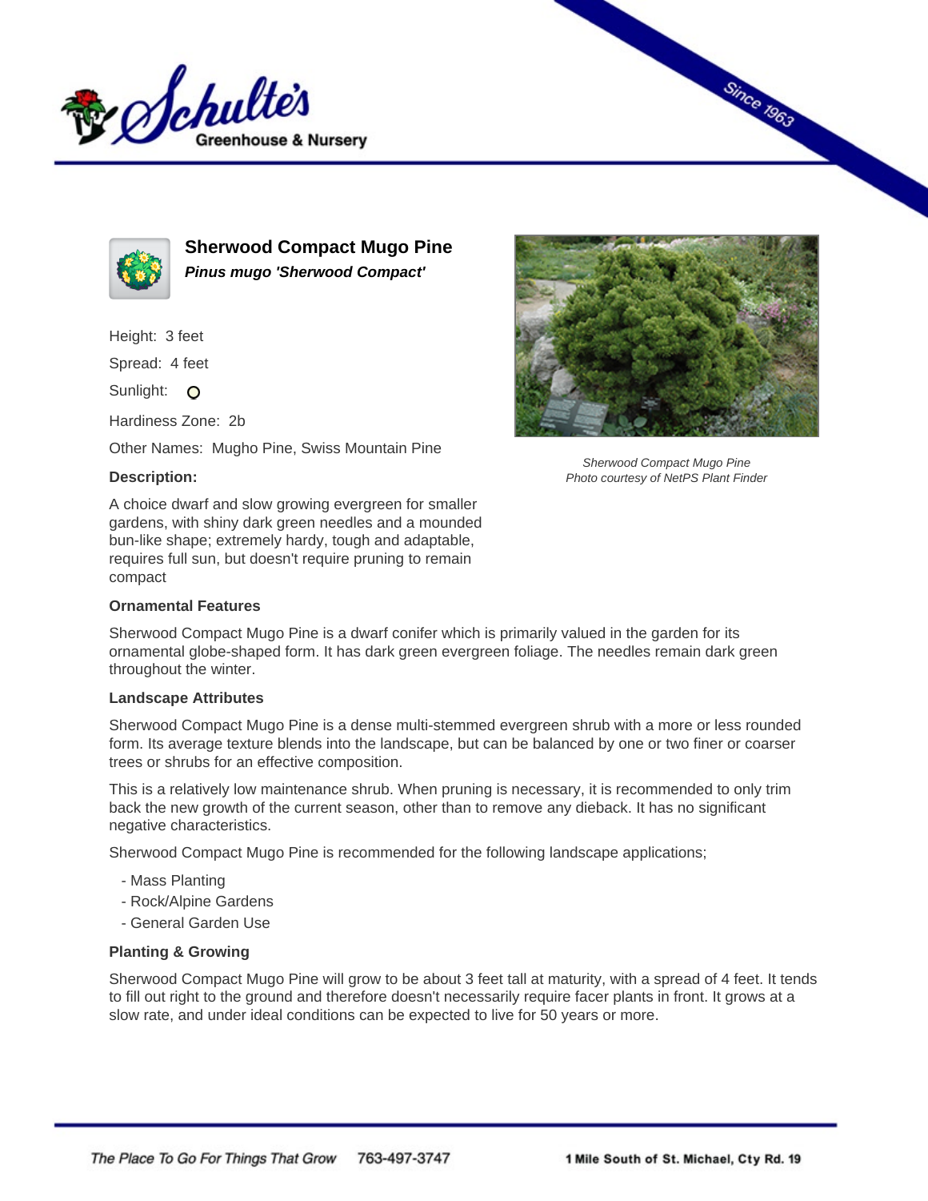# Sherwood Compact Mugo Pine

***Pinus mugo 'Sherwood Compact'***

Height: 3 feet

Spread: 4 feet

Sunlight:

Hardiness Zone: 2b

Other Names: Mugho Pine, Swiss Mountain Pine

*Sherwood Compact Mugo Pine*
*Photo courtesy of NetPS Plant Finder*

### Description:

A choice dwarf and slow growing evergreen for smaller gardens, with shiny dark green needles and a mounded bun-like shape; extremely hardy, tough and adaptable, requires full sun, but doesn't require pruning to remain compact

### Ornamental Features

Sherwood Compact Mugo Pine is a dwarf conifer which is primarily valued in the garden for its ornamental globe-shaped form. It has dark green evergreen foliage. The needles remain dark green throughout the winter.

### Landscape Attributes

Sherwood Compact Mugo Pine is a dense multi-stemmed evergreen shrub with a more or less rounded form. Its average texture blends into the landscape, but can be balanced by one or two finer or coarser trees or shrubs for an effective composition.

This is a relatively low maintenance shrub. When pruning is necessary, it is recommended to only trim back the new growth of the current season, other than to remove any dieback. It has no significant negative characteristics.

Sherwood Compact Mugo Pine is recommended for the following landscape applications;

- Mass Planting
- Rock/Alpine Gardens
- General Garden Use

### Planting & Growing

Sherwood Compact Mugo Pine will grow to be about 3 feet tall at maturity, with a spread of 4 feet. It tends to fill out right to the ground and therefore doesn't necessarily require facer plants in front. It grows at a slow rate, and under ideal conditions can be expected to live for 50 years or more.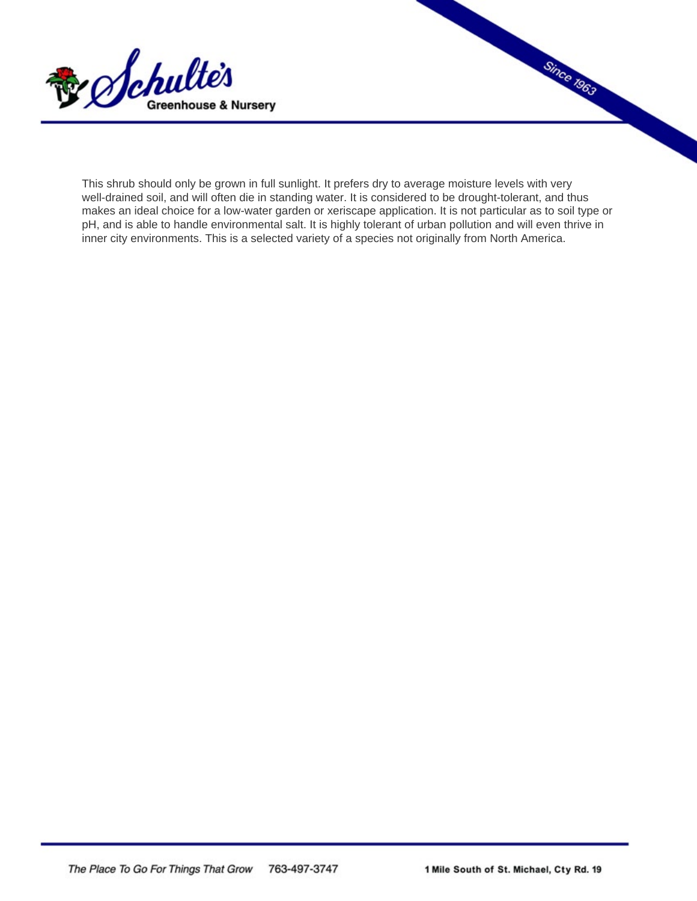This shrub should only be grown in full sunlight. It prefers dry to average moisture levels with very well-drained soil, and will often die in standing water. It is considered to be drought-tolerant, and thus makes an ideal choice for a low-water garden or xeriscape application. It is not particular as to soil type or pH, and is able to handle environmental salt. It is highly tolerant of urban pollution and will even thrive in inner city environments. This is a selected variety of a species not originally from North America.